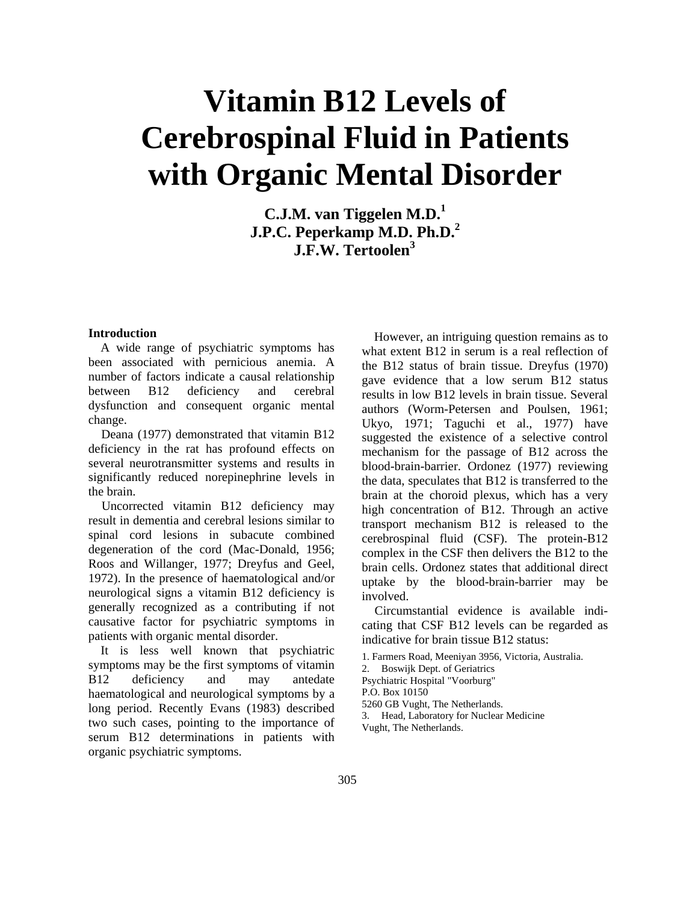# Vitamin B12 Levels of Cerebrospinal Fluid in Patients with Organic Mental Disorder

**C.J.M. van Tiggelen M.D.[1]**
**J.P.C. Peperkamp M.D. Ph.D.[2]**
**J.F.W. Tertoolen[3]**

### Introduction

A wide range of psychiatric symptoms has been associated with pernicious anemia. A number of factors indicate a causal relationship between B12 deficiency and cerebral dysfunction and consequent organic mental change.

Deana (1977) demonstrated that vitamin B12 deficiency in the rat has profound effects on several neurotransmitter systems and results in significantly reduced norepinephrine levels in the brain.

Uncorrected vitamin B12 deficiency may result in dementia and cerebral lesions similar to spinal cord lesions in subacute combined degeneration of the cord (Mac-Donald, 1956; Roos and Willanger, 1977; Dreyfus and Geel, 1972). In the presence of haematological and/or neurological signs a vitamin B12 deficiency is generally recognized as a contributing if not causative factor for psychiatric symptoms in patients with organic mental disorder.

It is less well known that psychiatric symptoms may be the first symptoms of vitamin B12 deficiency and may antedate haematological and neurological symptoms by a long period. Recently Evans (1983) described two such cases, pointing to the importance of serum B12 determinations in patients with organic psychiatric symptoms.

However, an intriguing question remains as to what extent B12 in serum is a real reflection of the B12 status of brain tissue. Dreyfus (1970) gave evidence that a low serum B12 status results in low B12 levels in brain tissue. Several authors (Worm-Petersen and Poulsen, 1961; Ukyo, 1971; Taguchi et al., 1977) have suggested the existence of a selective control mechanism for the passage of B12 across the blood-brain-barrier. Ordonez (1977) reviewing the data, speculates that B12 is transferred to the brain at the choroid plexus, which has a very high concentration of B12. Through an active transport mechanism B12 is released to the cerebrospinal fluid (CSF). The protein-B12 complex in the CSF then delivers the B12 to the brain cells. Ordonez states that additional direct uptake by the blood-brain-barrier may be involved.

Circumstantial evidence is available indicating that CSF B12 levels can be regarded as indicative for brain tissue B12 status:

1. Farmers Road, Meeniyan 3956, Victoria, Australia.
2. Boswijk Dept. of Geriatrics
Psychiatric Hospital "Voorburg"
P.O. Box 10150
5260 GB Vught, The Netherlands.
3. Head, Laboratory for Nuclear Medicine
Vught, The Netherlands.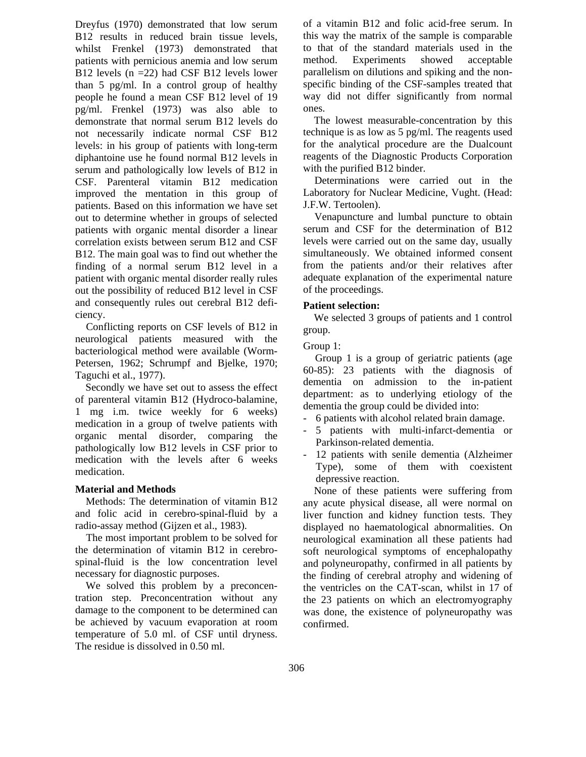Dreyfus (1970) demonstrated that low serum B12 results in reduced brain tissue levels, whilst Frenkel (1973) demonstrated that patients with pernicious anemia and low serum B12 levels (n =22) had CSF B12 levels lower than 5 pg/ml. In a control group of healthy people he found a mean CSF B12 level of 19 pg/ml. Frenkel (1973) was also able to demonstrate that normal serum B12 levels do not necessarily indicate normal CSF B12 levels: in his group of patients with long-term diphantoine use he found normal B12 levels in serum and pathologically low levels of B12 in CSF. Parenteral vitamin B12 medication improved the mentation in this group of patients. Based on this information we have set out to determine whether in groups of selected patients with organic mental disorder a linear correlation exists between serum B12 and CSF B12. The main goal was to find out whether the finding of a normal serum B12 level in a patient with organic mental disorder really rules out the possibility of reduced B12 level in CSF and consequently rules out cerebral B12 deficiency.

Conflicting reports on CSF levels of B12 in neurological patients measured with the bacteriological method were available (Worm-Petersen, 1962; Schrumpf and Bjelke, 1970; Taguchi et al., 1977).

Secondly we have set out to assess the effect of parenteral vitamin B12 (Hydroco-balamine, 1 mg i.m. twice weekly for 6 weeks) medication in a group of twelve patients with organic mental disorder, comparing the pathologically low B12 levels in CSF prior to medication with the levels after 6 weeks medication.

### Material and Methods

Methods: The determination of vitamin B12 and folic acid in cerebro-spinal-fluid by a radio-assay method (Gijzen et al., 1983).

The most important problem to be solved for the determination of vitamin B12 in cerebro-spinal-fluid is the low concentration level necessary for diagnostic purposes.

We solved this problem by a preconcentration step. Preconcentration without any damage to the component to be determined can be achieved by vacuum evaporation at room temperature of 5.0 ml. of CSF until dryness. The residue is dissolved in 0.50 ml. of a vitamin B12 and folic acid-free serum. In this way the matrix of the sample is comparable to that of the standard materials used in the method. Experiments showed acceptable parallelism on dilutions and spiking and the non-specific binding of the CSF-samples treated that way did not differ significantly from normal ones.

The lowest measurable-concentration by this technique is as low as 5 pg/ml. The reagents used for the analytical procedure are the Dualcount reagents of the Diagnostic Products Corporation with the purified B12 binder.

Determinations were carried out in the Laboratory for Nuclear Medicine, Vught. (Head: J.F.W. Tertoolen).

Venapuncture and lumbal puncture to obtain serum and CSF for the determination of B12 levels were carried out on the same day, usually simultaneously. We obtained informed consent from the patients and/or their relatives after adequate explanation of the experimental nature of the proceedings.

**Patient selection:**

We selected 3 groups of patients and 1 control group.

Group 1:

Group 1 is a group of geriatric patients (age 60-85): 23 patients with the diagnosis of dementia on admission to the in-patient department: as to underlying etiology of the dementia the group could be divided into:

- 6 patients with alcohol related brain damage.
- 5 patients with multi-infarct-dementia or Parkinson-related dementia.
- 12 patients with senile dementia (Alzheimer Type), some of them with coexistent depressive reaction.

None of these patients were suffering from any acute physical disease, all were normal on liver function and kidney function tests. They displayed no haematological abnormalities. On neurological examination all these patients had soft neurological symptoms of encephalopathy and polyneuropathy, confirmed in all patients by the finding of cerebral atrophy and widening of the ventricles on the CAT-scan, whilst in 17 of the 23 patients on which an electromyography was done, the existence of polyneuropathy was confirmed.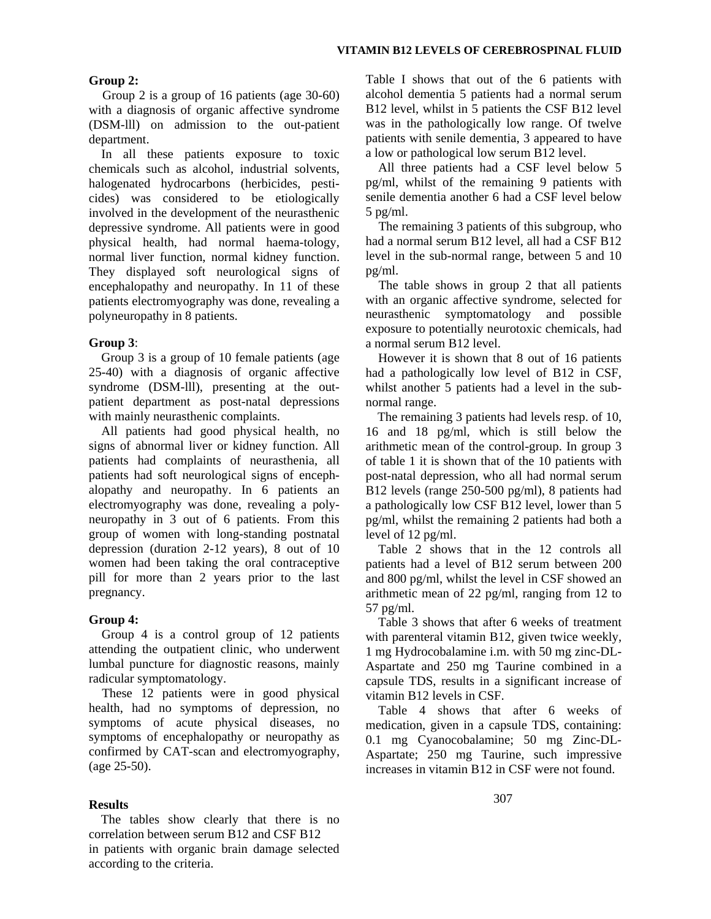**Group 2:**

Group 2 is a group of 16 patients (age 30-60) with a diagnosis of organic affective syndrome (DSM-lll) on admission to the out-patient department.

In all these patients exposure to toxic chemicals such as alcohol, industrial solvents, halogenated hydrocarbons (herbicides, pesticides) was considered to be etiologically involved in the development of the neurasthenic depressive syndrome. All patients were in good physical health, had normal haema-tology, normal liver function, normal kidney function. They displayed soft neurological signs of encephalopathy and neuropathy. In 11 of these patients electromyography was done, revealing a polyneuropathy in 8 patients.

**Group 3**:

Group 3 is a group of 10 female patients (age 25-40) with a diagnosis of organic affective syndrome (DSM-lll), presenting at the out-patient department as post-natal depressions with mainly neurasthenic complaints.

All patients had good physical health, no signs of abnormal liver or kidney function. All patients had complaints of neurasthenia, all patients had soft neurological signs of encephalopathy and neuropathy. In 6 patients an electromyography was done, revealing a polyneuropathy in 3 out of 6 patients. From this group of women with long-standing postnatal depression (duration 2-12 years), 8 out of 10 women had been taking the oral contraceptive pill for more than 2 years prior to the last pregnancy.

**Group 4:**

Group 4 is a control group of 12 patients attending the outpatient clinic, who underwent lumbal puncture for diagnostic reasons, mainly radicular symptomatology.

These 12 patients were in good physical health, had no symptoms of depression, no symptoms of acute physical diseases, no symptoms of encephalopathy or neuropathy as confirmed by CAT-scan and electromyography, (age 25-50).

**Results**

The tables show clearly that there is no correlation between serum B12 and CSF B12 in patients with organic brain damage selected according to the criteria.

Table I shows that out of the 6 patients with alcohol dementia 5 patients had a normal serum B12 level, whilst in 5 patients the CSF B12 level was in the pathologically low range. Of twelve patients with senile dementia, 3 appeared to have a low or pathological low serum B12 level.

All three patients had a CSF level below 5 pg/ml, whilst of the remaining 9 patients with senile dementia another 6 had a CSF level below 5 pg/ml.

The remaining 3 patients of this subgroup, who had a normal serum B12 level, all had a CSF B12 level in the sub-normal range, between 5 and 10 pg/ml.

The table shows in group 2 that all patients with an organic affective syndrome, selected for neurasthenic symptomatology and possible exposure to potentially neurotoxic chemicals, had a normal serum B12 level.

However it is shown that 8 out of 16 patients had a pathologically low level of B12 in CSF, whilst another 5 patients had a level in the sub-normal range.

The remaining 3 patients had levels resp. of 10, 16 and 18 pg/ml, which is still below the arithmetic mean of the control-group. In group 3 of table 1 it is shown that of the 10 patients with post-natal depression, who all had normal serum B12 levels (range 250-500 pg/ml), 8 patients had a pathologically low CSF B12 level, lower than 5 pg/ml, whilst the remaining 2 patients had both a level of 12 pg/ml.

Table 2 shows that in the 12 controls all patients had a level of B12 serum between 200 and 800 pg/ml, whilst the level in CSF showed an arithmetic mean of 22 pg/ml, ranging from 12 to 57 pg/ml.

Table 3 shows that after 6 weeks of treatment with parenteral vitamin B12, given twice weekly, 1 mg Hydrocobalamine i.m. with 50 mg zinc-DL-Aspartate and 250 mg Taurine combined in a capsule TDS, results in a significant increase of vitamin B12 levels in CSF.

Table 4 shows that after 6 weeks of medication, given in a capsule TDS, containing: 0.1 mg Cyanocobalamine; 50 mg Zinc-DL-Aspartate; 250 mg Taurine, such impressive increases in vitamin B12 in CSF were not found.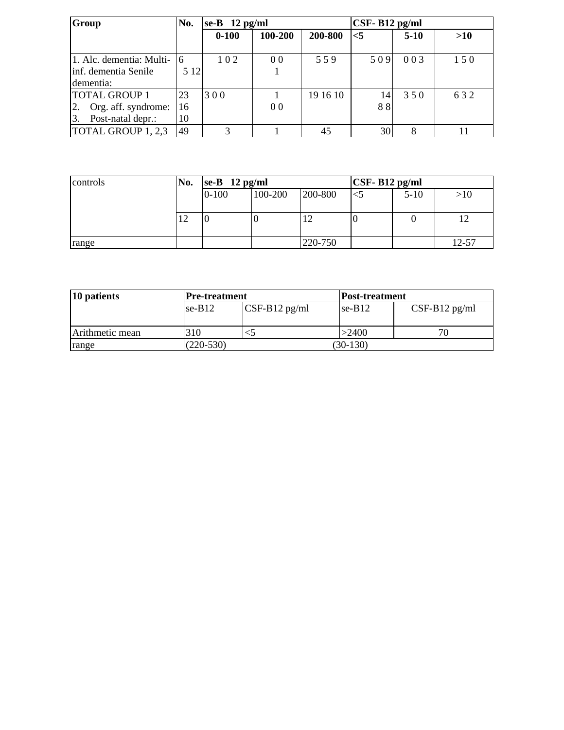| Group | No. | se-B 12 pg/ml | | | CSF- B12 pg/ml | | |
|---|---|---|---|---|---|---|---|
| | | **0-100** | **100-200** | **200-800** | **<5** | **5-10** | **>10** |
| 1. Alc. dementia: Multi-inf. dementia Senile dementia: | 6 5 12 | 1 0 2 | 0 0 1 | 5 5 9 | 5 0 9 | 0 0 3 | 1 5 0 |
| TOTAL GROUP 1 2. Org. aff. syndrome: 3. Post-natal depr.: | 23 16 10 | 3 0 0 | 1 0 0 | 19 16 10 | 14 8 8 | 3 5 0 | 6 3 2 |
| TOTAL GROUP 1, 2,3 | 49 | 3 | 1 | 45 | 30 | 8 | 11 |

| controls | No. | se-B 12 pg/ml | | | CSF- B12 pg/ml | | |
|---|---|---|---|---|---|---|---|
| | | 0-100 | 100-200 | 200-800 | <5 | 5-10 | >10 |
| | 12 | 0 | 0 | 12 | 0 | 0 | 12 |
| range | | | | 220-750 | | | 12-57 |

| 10 patients | Pre-treatment | | Post-treatment | |
|---|---|---|---|---|
| | se-B12 | CSF-B12 pg/ml | se-B12 | CSF-B12 pg/ml |
| Arithmetic mean | 310 | <5 | >2400 | 70 |
| range | (220-530) | | (30-130) | |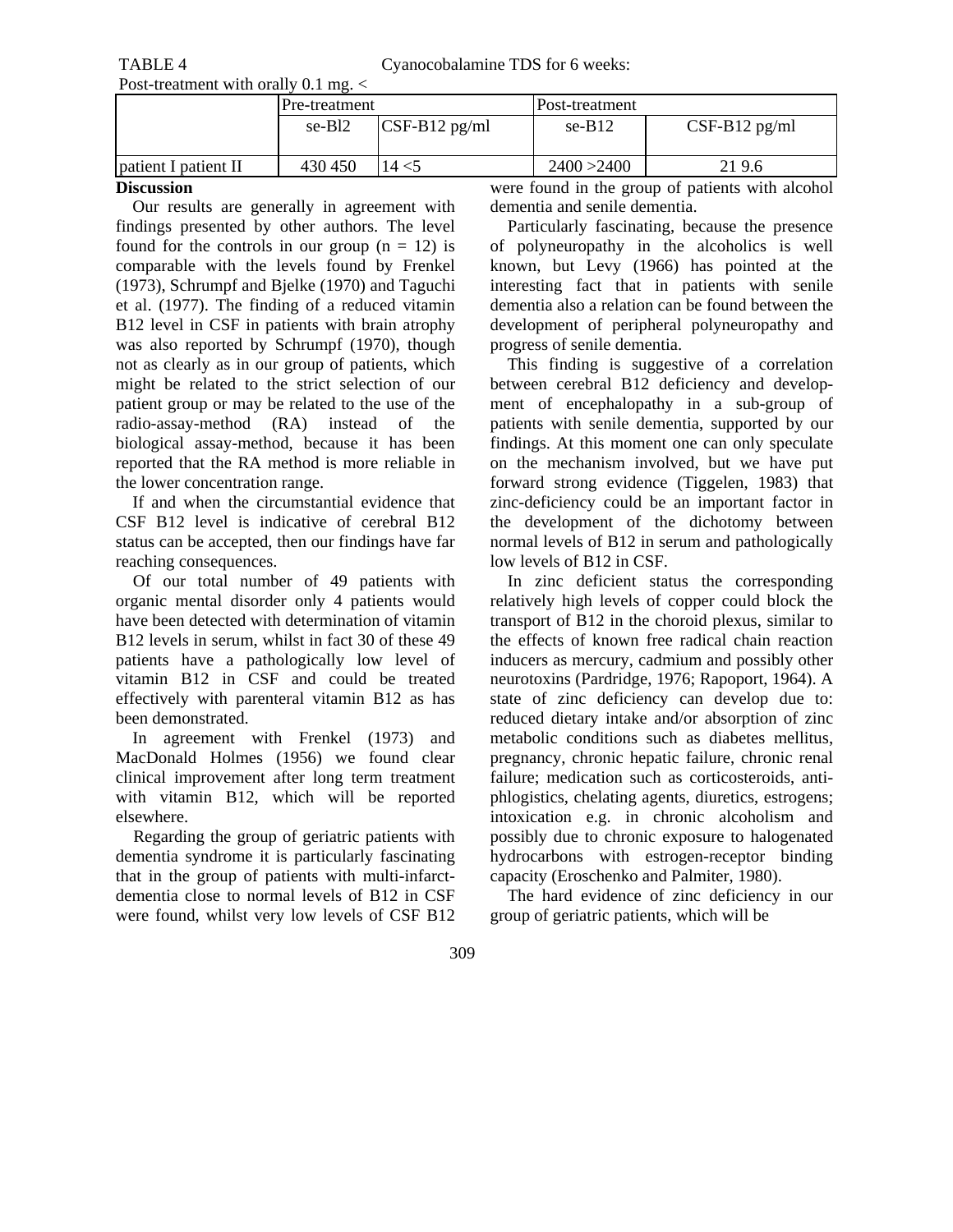TABLE 4 Cyanocobalamine TDS for 6 weeks:
Post-treatment with orally 0.1 mg. <

| | Pre-treatment | | Post-treatment | |
|---|---|---|---|---|
| | se-Bl2 | CSF-B12 pg/ml | se-B12 | CSF-B12 pg/ml |
| patient I patient II | 430 450 | 14 <5 | 2400 >2400 | 21 9.6 |

**Discussion**

Our results are generally in agreement with findings presented by other authors. The level found for the controls in our group (n = 12) is comparable with the levels found by Frenkel (1973), Schrumpf and Bjelke (1970) and Taguchi et al. (1977). The finding of a reduced vitamin B12 level in CSF in patients with brain atrophy was also reported by Schrumpf (1970), though not as clearly as in our group of patients, which might be related to the strict selection of our patient group or may be related to the use of the radio-assay-method (RA) instead of the biological assay-method, because it has been reported that the RA method is more reliable in the lower concentration range.

If and when the circumstantial evidence that CSF B12 level is indicative of cerebral B12 status can be accepted, then our findings have far reaching consequences.

Of our total number of 49 patients with organic mental disorder only 4 patients would have been detected with determination of vitamin B12 levels in serum, whilst in fact 30 of these 49 patients have a pathologically low level of vitamin B12 in CSF and could be treated effectively with parenteral vitamin B12 as has been demonstrated.

In agreement with Frenkel (1973) and MacDonald Holmes (1956) we found clear clinical improvement after long term treatment with vitamin B12, which will be reported elsewhere.

Regarding the group of geriatric patients with dementia syndrome it is particularly fascinating that in the group of patients with multi-infarct-dementia close to normal levels of B12 in CSF were found, whilst very low levels of CSF B12 were found in the group of patients with alcohol dementia and senile dementia.

Particularly fascinating, because the presence of polyneuropathy in the alcoholics is well known, but Levy (1966) has pointed at the interesting fact that in patients with senile dementia also a relation can be found between the development of peripheral polyneuropathy and progress of senile dementia.

This finding is suggestive of a correlation between cerebral B12 deficiency and development of encephalopathy in a sub-group of patients with senile dementia, supported by our findings. At this moment one can only speculate on the mechanism involved, but we have put forward strong evidence (Tiggelen, 1983) that zinc-deficiency could be an important factor in the development of the dichotomy between normal levels of B12 in serum and pathologically low levels of B12 in CSF.

In zinc deficient status the corresponding relatively high levels of copper could block the transport of B12 in the choroid plexus, similar to the effects of known free radical chain reaction inducers as mercury, cadmium and possibly other neurotoxins (Pardridge, 1976; Rapoport, 1964). A state of zinc deficiency can develop due to: reduced dietary intake and/or absorption of zinc metabolic conditions such as diabetes mellitus, pregnancy, chronic hepatic failure, chronic renal failure; medication such as corticosteroids, anti-phlogistics, chelating agents, diuretics, estrogens; intoxication e.g. in chronic alcoholism and possibly due to chronic exposure to halogenated hydrocarbons with estrogen-receptor binding capacity (Eroschenko and Palmiter, 1980).

The hard evidence of zinc deficiency in our group of geriatric patients, which will be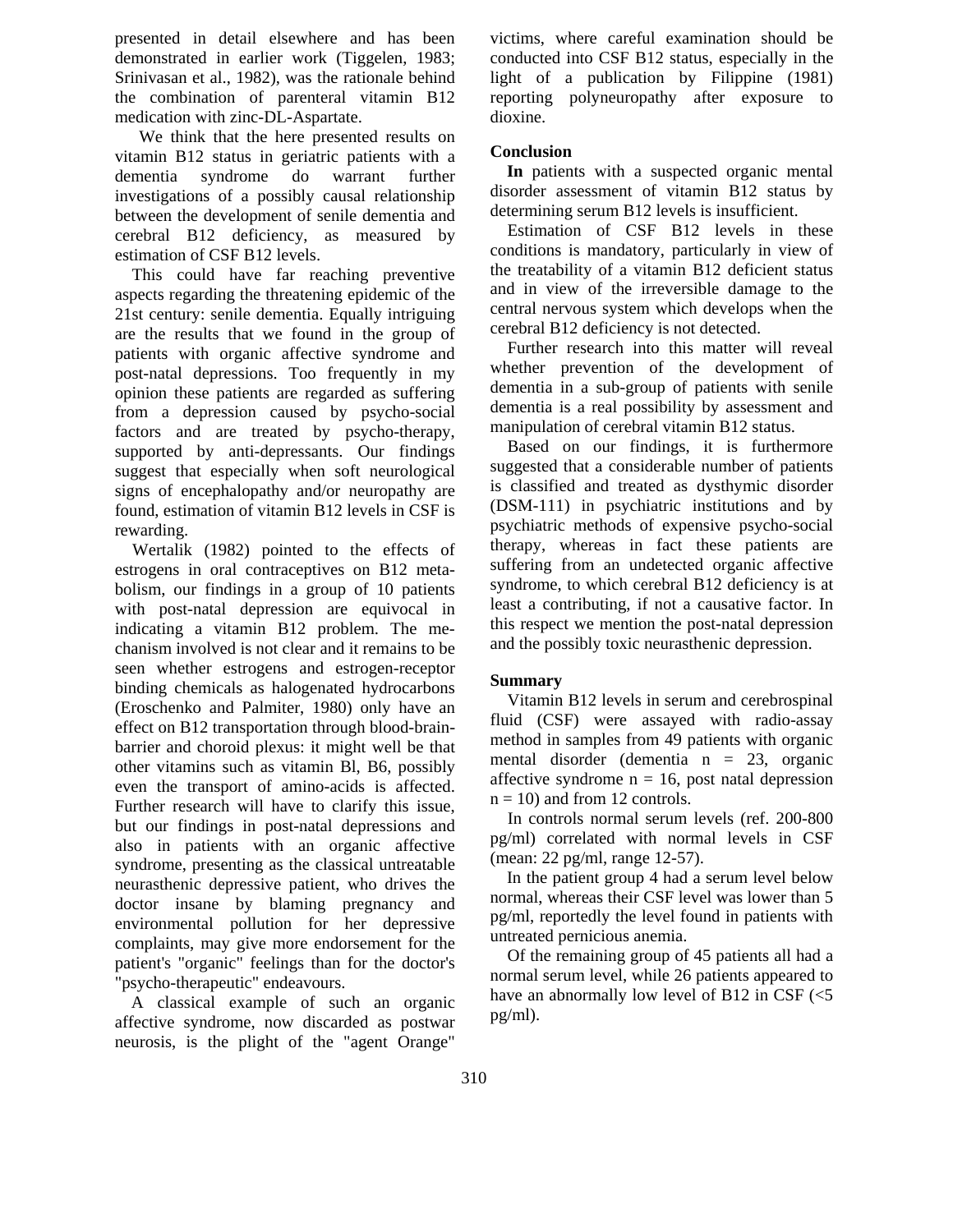presented in detail elsewhere and has been demonstrated in earlier work (Tiggelen, 1983; Srinivasan et al., 1982), was the rationale behind the combination of parenteral vitamin B12 medication with zinc-DL-Aspartate.

We think that the here presented results on vitamin B12 status in geriatric patients with a dementia syndrome do warrant further investigations of a possibly causal relationship between the development of senile dementia and cerebral B12 deficiency, as measured by estimation of CSF B12 levels.

This could have far reaching preventive aspects regarding the threatening epidemic of the 21st century: senile dementia. Equally intriguing are the results that we found in the group of patients with organic affective syndrome and post-natal depressions. Too frequently in my opinion these patients are regarded as suffering from a depression caused by psycho-social factors and are treated by psycho-therapy, supported by anti-depressants. Our findings suggest that especially when soft neurological signs of encephalopathy and/or neuropathy are found, estimation of vitamin B12 levels in CSF is rewarding.

Wertalik (1982) pointed to the effects of estrogens in oral contraceptives on B12 metabolism, our findings in a group of 10 patients with post-natal depression are equivocal in indicating a vitamin B12 problem. The mechanism involved is not clear and it remains to be seen whether estrogens and estrogen-receptor binding chemicals as halogenated hydrocarbons (Eroschenko and Palmiter, 1980) only have an effect on B12 transportation through blood-brain-barrier and choroid plexus: it might well be that other vitamins such as vitamin Bl, B6, possibly even the transport of amino-acids is affected. Further research will have to clarify this issue, but our findings in post-natal depressions and also in patients with an organic affective syndrome, presenting as the classical untreatable neurasthenic depressive patient, who drives the doctor insane by blaming pregnancy and environmental pollution for her depressive complaints, may give more endorsement for the patient's "organic" feelings than for the doctor's "psycho-therapeutic" endeavours.

A classical example of such an organic affective syndrome, now discarded as postwar neurosis, is the plight of the "agent Orange" victims, where careful examination should be conducted into CSF B12 status, especially in the light of a publication by Filippine (1981) reporting polyneuropathy after exposure to dioxine.

**Conclusion**

**In** patients with a suspected organic mental disorder assessment of vitamin B12 status by determining serum B12 levels is insufficient.

Estimation of CSF B12 levels in these conditions is mandatory, particularly in view of the treatability of a vitamin B12 deficient status and in view of the irreversible damage to the central nervous system which develops when the cerebral B12 deficiency is not detected.

Further research into this matter will reveal whether prevention of the development of dementia in a sub-group of patients with senile dementia is a real possibility by assessment and manipulation of cerebral vitamin B12 status.

Based on our findings, it is furthermore suggested that a considerable number of patients is classified and treated as dysthymic disorder (DSM-111) in psychiatric institutions and by psychiatric methods of expensive psycho-social therapy, whereas in fact these patients are suffering from an undetected organic affective syndrome, to which cerebral B12 deficiency is at least a contributing, if not a causative factor. In this respect we mention the post-natal depression and the possibly toxic neurasthenic depression.

**Summary**

Vitamin B12 levels in serum and cerebrospinal fluid (CSF) were assayed with radio-assay method in samples from 49 patients with organic mental disorder (dementia n = 23, organic affective syndrome n = 16, post natal depression n = 10) and from 12 controls.

In controls normal serum levels (ref. 200-800 pg/ml) correlated with normal levels in CSF (mean: 22 pg/ml, range 12-57).

In the patient group 4 had a serum level below normal, whereas their CSF level was lower than 5 pg/ml, reportedly the level found in patients with untreated pernicious anemia.

Of the remaining group of 45 patients all had a normal serum level, while 26 patients appeared to have an abnormally low level of B12 in CSF (<5 pg/ml).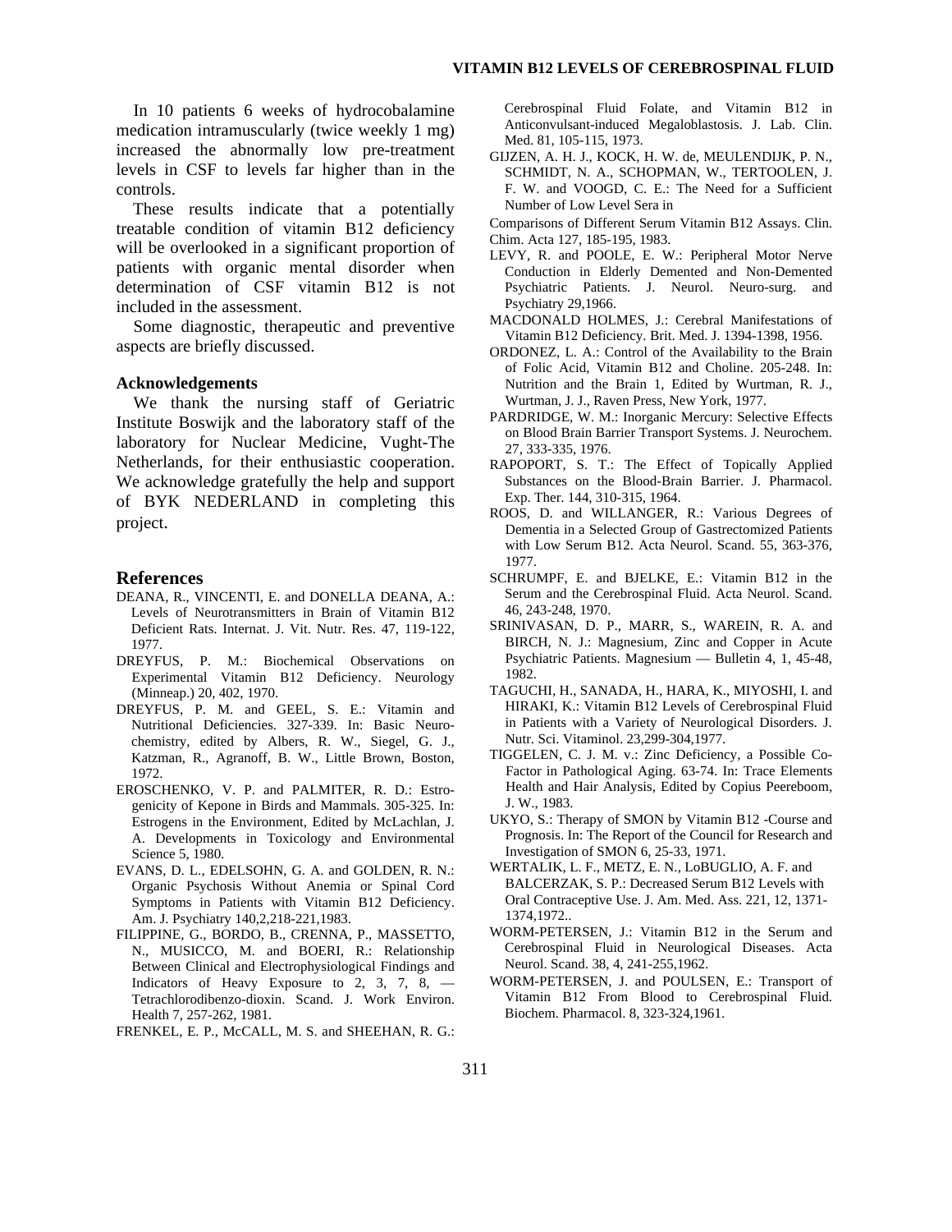In 10 patients 6 weeks of hydrocobalamine medication intramuscularly (twice weekly 1 mg) increased the abnormally low pre-treatment levels in CSF to levels far higher than in the controls.

These results indicate that a potentially treatable condition of vitamin B12 deficiency will be overlooked in a significant proportion of patients with organic mental disorder when determination of CSF vitamin B12 is not included in the assessment.

Some diagnostic, therapeutic and preventive aspects are briefly discussed.

### Acknowledgements

We thank the nursing staff of Geriatric Institute Boswijk and the laboratory staff of the laboratory for Nuclear Medicine, Vught-The Netherlands, for their enthusiastic cooperation. We acknowledge gratefully the help and support of BYK NEDERLAND in completing this project.

## References

DEANA, R., VINCENTI, E. and DONELLA DEANA, A.: Levels of Neurotransmitters in Brain of Vitamin B12 Deficient Rats. Internat. J. Vit. Nutr. Res. 47, 119-122, 1977.

DREYFUS, P. M.: Biochemical Observations on Experimental Vitamin B12 Deficiency. Neurology (Minneap.) 20, 402, 1970.

DREYFUS, P. M. and GEEL, S. E.: Vitamin and Nutritional Deficiencies. 327-339. In: Basic Neuro-chemistry, edited by Albers, R. W., Siegel, G. J., Katzman, R., Agranoff, B. W., Little Brown, Boston, 1972.

EROSCHENKO, V. P. and PALMITER, R. D.: Estro-genicity of Kepone in Birds and Mammals. 305-325. In: Estrogens in the Environment, Edited by McLachlan, J. A. Developments in Toxicology and Environmental Science 5, 1980.

EVANS, D. L., EDELSOHN, G. A. and GOLDEN, R. N.: Organic Psychosis Without Anemia or Spinal Cord Symptoms in Patients with Vitamin B12 Deficiency. Am. J. Psychiatry 140,2,218-221,1983.

FILIPPINE, G., BORDO, B., CRENNA, P., MASSETTO, N., MUSICCO, M. and BOERI, R.: Relationship Between Clinical and Electrophysiological Findings and Indicators of Heavy Exposure to 2, 3, 7, 8, — Tetrachlorodibenzo-dioxin. Scand. J. Work Environ. Health 7, 257-262, 1981.

FRENKEL, E. P., McCALL, M. S. and SHEEHAN, R. G.: Cerebrospinal Fluid Folate, and Vitamin B12 in Anticonvulsant-induced Megaloblastosis. J. Lab. Clin. Med. 81, 105-115, 1973.

GIJZEN, A. H. J., KOCK, H. W. de, MEULENDIJK, P. N., SCHMIDT, N. A., SCHOPMAN, W., TERTOOLEN, J. F. W. and VOOGD, C. E.: The Need for a Sufficient Number of Low Level Sera in Comparisons of Different Serum Vitamin B12 Assays. Clin. Chim. Acta 127, 185-195, 1983.

LEVY, R. and POOLE, E. W.: Peripheral Motor Nerve Conduction in Elderly Demented and Non-Demented Psychiatric Patients. J. Neurol. Neuro-surg. and Psychiatry 29,1966.

MACDONALD HOLMES, J.: Cerebral Manifestations of Vitamin B12 Deficiency. Brit. Med. J. 1394-1398, 1956.

ORDONEZ, L. A.: Control of the Availability to the Brain of Folic Acid, Vitamin B12 and Choline. 205-248. In: Nutrition and the Brain 1, Edited by Wurtman, R. J., Wurtman, J. J., Raven Press, New York, 1977.

PARDRIDGE, W. M.: Inorganic Mercury: Selective Effects on Blood Brain Barrier Transport Systems. J. Neurochem. 27, 333-335, 1976.

RAPOPORT, S. T.: The Effect of Topically Applied Substances on the Blood-Brain Barrier. J. Pharmacol. Exp. Ther. 144, 310-315, 1964.

ROOS, D. and WILLANGER, R.: Various Degrees of Dementia in a Selected Group of Gastrectomized Patients with Low Serum B12. Acta Neurol. Scand. 55, 363-376, 1977.

SCHRUMPF, E. and BJELKE, E.: Vitamin B12 in the Serum and the Cerebrospinal Fluid. Acta Neurol. Scand. 46, 243-248, 1970.

SRINIVASAN, D. P., MARR, S., WAREIN, R. A. and BIRCH, N. J.: Magnesium, Zinc and Copper in Acute Psychiatric Patients. Magnesium — Bulletin 4, 1, 45-48, 1982.

TAGUCHI, H., SANADA, H., HARA, K., MIYOSHI, I. and HIRAKI, K.: Vitamin B12 Levels of Cerebrospinal Fluid in Patients with a Variety of Neurological Disorders. J. Nutr. Sci. Vitaminol. 23,299-304,1977.

TIGGELEN, C. J. M. v.: Zinc Deficiency, a Possible Co-Factor in Pathological Aging. 63-74. In: Trace Elements Health and Hair Analysis, Edited by Copius Peereboom, J. W., 1983.

UKYO, S.: Therapy of SMON by Vitamin B12 -Course and Prognosis. In: The Report of the Council for Research and Investigation of SMON 6, 25-33, 1971.

WERTALIK, L. F., METZ, E. N., LoBUGLIO, A. F. and BALCERZAK, S. P.: Decreased Serum B12 Levels with Oral Contraceptive Use. J. Am. Med. Ass. 221, 12, 1371-1374,1972..

WORM-PETERSEN, J.: Vitamin B12 in the Serum and Cerebrospinal Fluid in Neurological Diseases. Acta Neurol. Scand. 38, 4, 241-255,1962.

WORM-PETERSEN, J. and POULSEN, E.: Transport of Vitamin B12 From Blood to Cerebrospinal Fluid. Biochem. Pharmacol. 8, 323-324,1961.